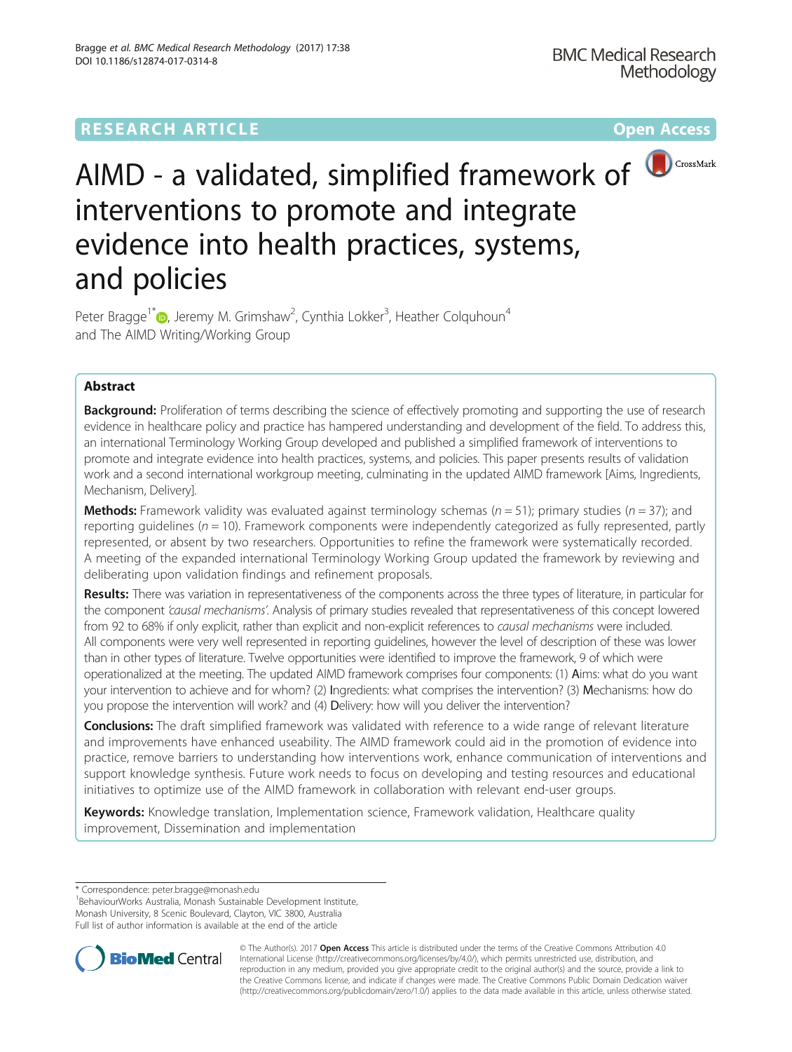RESEARCH ARTICLE Open Access

# AIMD - a validated, simplified framework of interventions to promote and integrate evidence into health practices, systems, and policies

Peter Bragge[1*], Jeremy M. Grimshaw[2], Cynthia Lokker[3], Heather Colquhoun[4] and The AIMD Writing/Working Group

## Abstract

**Background:** Proliferation of terms describing the science of effectively promoting and supporting the use of research evidence in healthcare policy and practice has hampered understanding and development of the field. To address this, an international Terminology Working Group developed and published a simplified framework of interventions to promote and integrate evidence into health practices, systems, and policies. This paper presents results of validation work and a second international workgroup meeting, culminating in the updated AIMD framework [Aims, Ingredients, Mechanism, Delivery].

**Methods:** Framework validity was evaluated against terminology schemas ($n = 51$); primary studies ($n = 37$); and reporting guidelines ($n = 10$). Framework components were independently categorized as fully represented, partly represented, or absent by two researchers. Opportunities to refine the framework were systematically recorded. A meeting of the expanded international Terminology Working Group updated the framework by reviewing and deliberating upon validation findings and refinement proposals.

**Results:** There was variation in representativeness of the components across the three types of literature, in particular for the component *'causal mechanisms'*. Analysis of primary studies revealed that representativeness of this concept lowered from 92 to 68% if only explicit, rather than explicit and non-explicit references to *causal mechanisms* were included. All components were very well represented in reporting guidelines, however the level of description of these was lower than in other types of literature. Twelve opportunities were identified to improve the framework, 9 of which were operationalized at the meeting. The updated AIMD framework comprises four components: (1) **A**ims: what do you want your intervention to achieve and for whom? (2) **I**ngredients: what comprises the intervention? (3) **M**echanisms: how do you propose the intervention will work? and (4) **D**elivery: how will you deliver the intervention?

**Conclusions:** The draft simplified framework was validated with reference to a wide range of relevant literature and improvements have enhanced useability. The AIMD framework could aid in the promotion of evidence into practice, remove barriers to understanding how interventions work, enhance communication of interventions and support knowledge synthesis. Future work needs to focus on developing and testing resources and educational initiatives to optimize use of the AIMD framework in collaboration with relevant end-user groups.

**Keywords:** Knowledge translation, Implementation science, Framework validation, Healthcare quality improvement, Dissemination and implementation

\* Correspondence: peter.bragge@monash.edu
[1]BehaviourWorks Australia, Monash Sustainable Development Institute, Monash University, 8 Scenic Boulevard, Clayton, VIC 3800, Australia
Full list of author information is available at the end of the article

© The Author(s). 2017 **Open Access** This article is distributed under the terms of the Creative Commons Attribution 4.0 International License (http://creativecommons.org/licenses/by/4.0/), which permits unrestricted use, distribution, and reproduction in any medium, provided you give appropriate credit to the original author(s) and the source, provide a link to the Creative Commons license, and indicate if changes were made. The Creative Commons Public Domain Dedication waiver (http://creativecommons.org/publicdomain/zero/1.0/) applies to the data made available in this article, unless otherwise stated.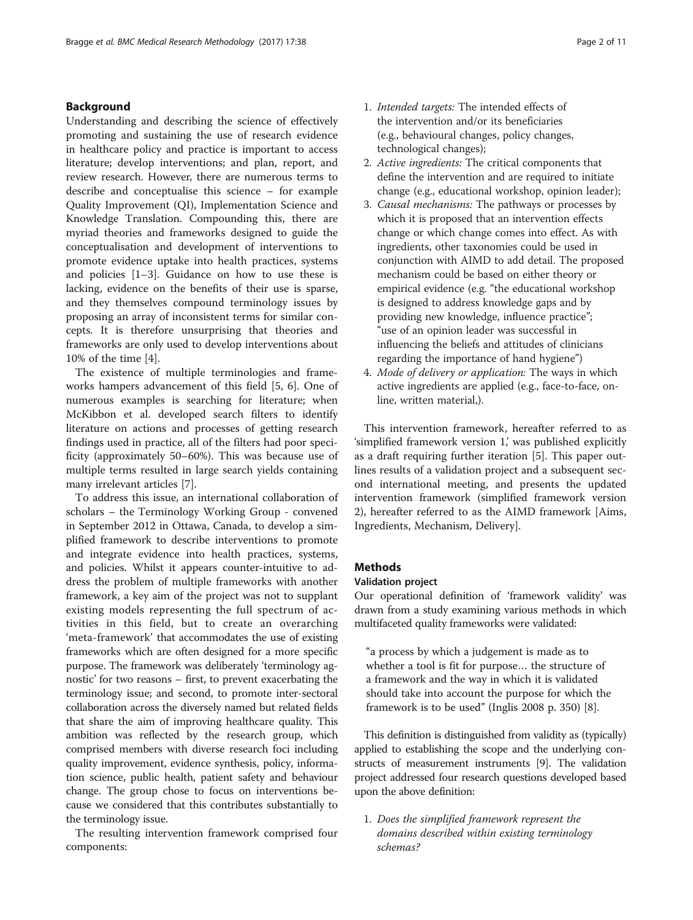## Background

Understanding and describing the science of effectively promoting and sustaining the use of research evidence in healthcare policy and practice is important to access literature; develop interventions; and plan, report, and review research. However, there are numerous terms to describe and conceptualise this science – for example Quality Improvement (QI), Implementation Science and Knowledge Translation. Compounding this, there are myriad theories and frameworks designed to guide the conceptualisation and development of interventions to promote evidence uptake into health practices, systems and policies [1–3]. Guidance on how to use these is lacking, evidence on the benefits of their use is sparse, and they themselves compound terminology issues by proposing an array of inconsistent terms for similar concepts. It is therefore unsurprising that theories and frameworks are only used to develop interventions about 10% of the time [4].

The existence of multiple terminologies and frameworks hampers advancement of this field [5, 6]. One of numerous examples is searching for literature; when McKibbon et al. developed search filters to identify literature on actions and processes of getting research findings used in practice, all of the filters had poor specificity (approximately 50–60%). This was because use of multiple terms resulted in large search yields containing many irrelevant articles [7].

To address this issue, an international collaboration of scholars – the Terminology Working Group - convened in September 2012 in Ottawa, Canada, to develop a simplified framework to describe interventions to promote and integrate evidence into health practices, systems, and policies. Whilst it appears counter-intuitive to address the problem of multiple frameworks with another framework, a key aim of the project was not to supplant existing models representing the full spectrum of activities in this field, but to create an overarching 'meta-framework' that accommodates the use of existing frameworks which are often designed for a more specific purpose. The framework was deliberately 'terminology agnostic' for two reasons – first, to prevent exacerbating the terminology issue; and second, to promote inter-sectoral collaboration across the diversely named but related fields that share the aim of improving healthcare quality. This ambition was reflected by the research group, which comprised members with diverse research foci including quality improvement, evidence synthesis, policy, information science, public health, patient safety and behaviour change. The group chose to focus on interventions because we considered that this contributes substantially to the terminology issue.

The resulting intervention framework comprised four components:

1. *Intended targets:* The intended effects of the intervention and/or its beneficiaries (e.g., behavioural changes, policy changes, technological changes);
2. *Active ingredients:* The critical components that define the intervention and are required to initiate change (e.g., educational workshop, opinion leader);
3. *Causal mechanisms:* The pathways or processes by which it is proposed that an intervention effects change or which change comes into effect. As with ingredients, other taxonomies could be used in conjunction with AIMD to add detail. The proposed mechanism could be based on either theory or empirical evidence (e.g. "the educational workshop is designed to address knowledge gaps and by providing new knowledge, influence practice"; "use of an opinion leader was successful in influencing the beliefs and attitudes of clinicians regarding the importance of hand hygiene")
4. *Mode of delivery or application:* The ways in which active ingredients are applied (e.g., face-to-face, online, written material,).

This intervention framework, hereafter referred to as 'simplified framework version 1,' was published explicitly as a draft requiring further iteration [5]. This paper outlines results of a validation project and a subsequent second international meeting, and presents the updated intervention framework (simplified framework version 2), hereafter referred to as the AIMD framework [Aims, Ingredients, Mechanism, Delivery].

## Methods

### Validation project

Our operational definition of 'framework validity' was drawn from a study examining various methods in which multifaceted quality frameworks were validated:

> "a process by which a judgement is made as to whether a tool is fit for purpose… the structure of a framework and the way in which it is validated should take into account the purpose for which the framework is to be used" (Inglis 2008 p. 350) [8].

This definition is distinguished from validity as (typically) applied to establishing the scope and the underlying constructs of measurement instruments [9]. The validation project addressed four research questions developed based upon the above definition:

1. *Does the simplified framework represent the domains described within existing terminology schemas?*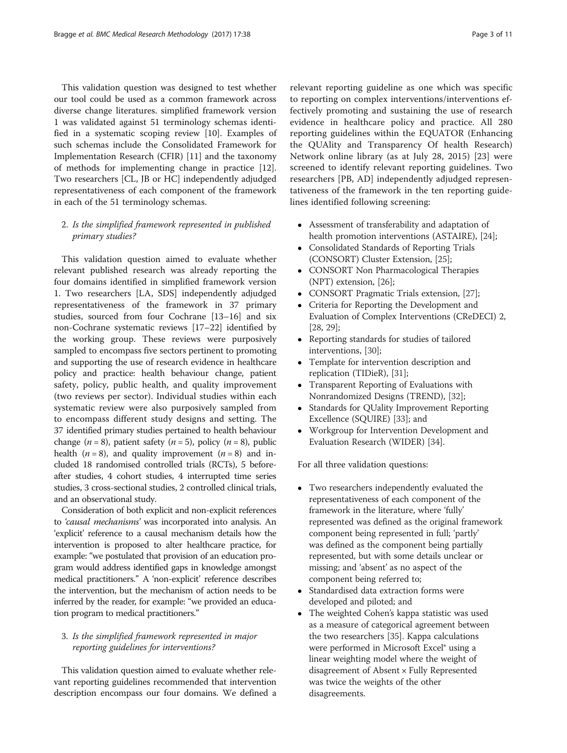This validation question was designed to test whether our tool could be used as a common framework across diverse change literatures. simplified framework version 1 was validated against 51 terminology schemas identified in a systematic scoping review [10]. Examples of such schemas include the Consolidated Framework for Implementation Research (CFIR) [11] and the taxonomy of methods for implementing change in practice [12]. Two researchers [CL, JB or HC] independently adjudged representativeness of each component of the framework in each of the 51 terminology schemas.

2. *Is the simplified framework represented in published primary studies?*

This validation question aimed to evaluate whether relevant published research was already reporting the four domains identified in simplified framework version 1. Two researchers [LA, SDS] independently adjudged representativeness of the framework in 37 primary studies, sourced from four Cochrane [13–16] and six non-Cochrane systematic reviews [17–22] identified by the working group. These reviews were purposively sampled to encompass five sectors pertinent to promoting and supporting the use of research evidence in healthcare policy and practice: health behaviour change, patient safety, policy, public health, and quality improvement (two reviews per sector). Individual studies within each systematic review were also purposively sampled from to encompass different study designs and setting. The 37 identified primary studies pertained to health behaviour change ($n = 8$), patient safety ($n = 5$), policy ($n = 8$), public health ($n = 8$), and quality improvement ($n = 8$) and included 18 randomised controlled trials (RCTs), 5 before-after studies, 4 cohort studies, 4 interrupted time series studies, 3 cross-sectional studies, 2 controlled clinical trials, and an observational study.

Consideration of both explicit and non-explicit references to *'causal mechanisms'* was incorporated into analysis. An 'explicit' reference to a causal mechanism details how the intervention is proposed to alter healthcare practice, for example: "we postulated that provision of an education program would address identified gaps in knowledge amongst medical practitioners." A 'non-explicit' reference describes the intervention, but the mechanism of action needs to be inferred by the reader, for example: "we provided an education program to medical practitioners."

3. *Is the simplified framework represented in major reporting guidelines for interventions?*

This validation question aimed to evaluate whether relevant reporting guidelines recommended that intervention description encompass our four domains. We defined a relevant reporting guideline as one which was specific to reporting on complex interventions/interventions effectively promoting and sustaining the use of research evidence in healthcare policy and practice. All 280 reporting guidelines within the EQUATOR (Enhancing the QUAlity and Transparency Of health Research) Network online library (as at July 28, 2015) [23] were screened to identify relevant reporting guidelines. Two researchers [PB, AD] independently adjudged representativeness of the framework in the ten reporting guidelines identified following screening:

- Assessment of transferability and adaptation of health promotion interventions (ASTAIRE), [24];
- Consolidated Standards of Reporting Trials (CONSORT) Cluster Extension, [25];
- CONSORT Non Pharmacological Therapies (NPT) extension, [26];
- CONSORT Pragmatic Trials extension, [27];
- Criteria for Reporting the Development and Evaluation of Complex Interventions (CReDECI) 2, [28, 29];
- Reporting standards for studies of tailored interventions, [30];
- Template for intervention description and replication (TIDieR), [31];
- Transparent Reporting of Evaluations with Nonrandomized Designs (TREND), [32];
- Standards for QUality Improvement Reporting Excellence (SQUIRE) [33]; and
- Workgroup for Intervention Development and Evaluation Research (WIDER) [34].

For all three validation questions:

- Two researchers independently evaluated the representativeness of each component of the framework in the literature, where 'fully' represented was defined as the original framework component being represented in full; 'partly' was defined as the component being partially represented, but with some details unclear or missing; and 'absent' as no aspect of the component being referred to;
- Standardised data extraction forms were developed and piloted; and
- The weighted Cohen's kappa statistic was used as a measure of categorical agreement between the two researchers [35]. Kappa calculations were performed in Microsoft Excel® using a linear weighting model where the weight of disagreement of Absent × Fully Represented was twice the weights of the other disagreements.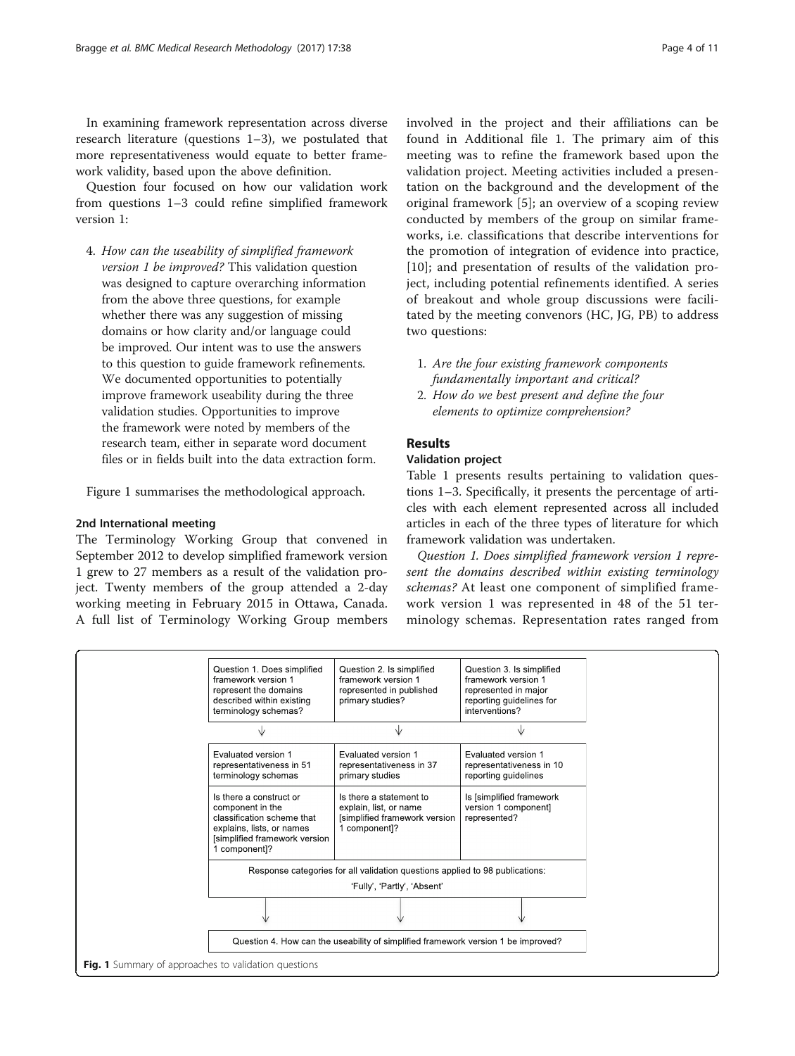In examining framework representation across diverse research literature (questions 1–3), we postulated that more representativeness would equate to better framework validity, based upon the above definition.

Question four focused on how our validation work from questions 1–3 could refine simplified framework version 1:

4. *How can the useability of simplified framework version 1 be improved?* This validation question was designed to capture overarching information from the above three questions, for example whether there was any suggestion of missing domains or how clarity and/or language could be improved. Our intent was to use the answers to this question to guide framework refinements. We documented opportunities to potentially improve framework useability during the three validation studies. Opportunities to improve the framework were noted by members of the research team, either in separate word document files or in fields built into the data extraction form.

Figure 1 summarises the methodological approach.

### 2nd International meeting

The Terminology Working Group that convened in September 2012 to develop simplified framework version 1 grew to 27 members as a result of the validation project. Twenty members of the group attended a 2-day working meeting in February 2015 in Ottawa, Canada. A full list of Terminology Working Group members involved in the project and their affiliations can be found in Additional file 1. The primary aim of this meeting was to refine the framework based upon the validation project. Meeting activities included a presentation on the background and the development of the original framework [5]; an overview of a scoping review conducted by members of the group on similar frameworks, i.e. classifications that describe interventions for the promotion of integration of evidence into practice, [10]; and presentation of results of the validation project, including potential refinements identified. A series of breakout and whole group discussions were facilitated by the meeting convenors (HC, JG, PB) to address two questions:

1. *Are the four existing framework components fundamentally important and critical?*
2. *How do we best present and define the four elements to optimize comprehension?*

## Results

### Validation project

Table 1 presents results pertaining to validation questions 1–3. Specifically, it presents the percentage of articles with each element represented across all included articles in each of the three types of literature for which framework validation was undertaken.

*Question 1. Does simplified framework version 1 represent the domains described within existing terminology schemas?* At least one component of simplified framework version 1 was represented in 48 of the 51 terminology schemas. Representation rates ranged from

| Question 1. Does simplified framework version 1 represent the domains described within existing terminology schemas? | Question 2. Is simplified framework version 1 represented in published primary studies? | Question 3. Is simplified framework version 1 represented in major reporting guidelines for interventions? |
|---|---|---|
| ↓ | ↓ | ↓ |
| Evaluated version 1 representativeness in 51 terminology schemas | Evaluated version 1 representativeness in 37 primary studies | Evaluated version 1 representativeness in 10 reporting guidelines |
| Is there a construct or component in the classification scheme that explains, lists, or names [simplified framework version 1 component]? | Is there a statement to explain, list, or name [simplified framework version 1 component]? | Is [simplified framework version 1 component] represented? |
| Response categories for all validation questions applied to 98 publications: 'Fully', 'Partly', 'Absent' | | |
| ↓ | ↓ | ↓ |
| Question 4. How can the useability of simplified framework version 1 be improved? | | |

**Fig. 1** Summary of approaches to validation questions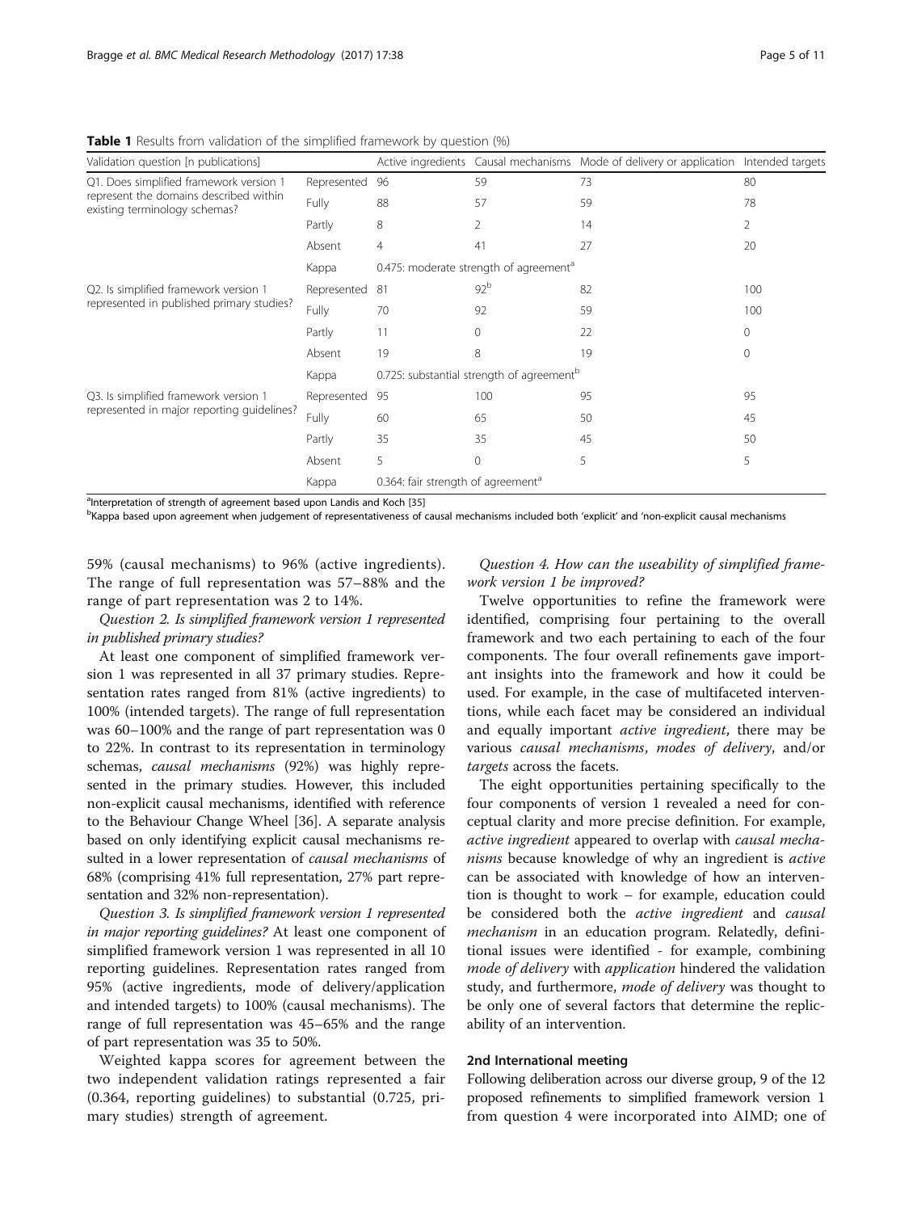**Table 1** Results from validation of the simplified framework by question (%)

| Validation question [n publications] | | Active ingredients | Causal mechanisms | Mode of delivery or application | Intended targets |
|---|---|---|---|---|---|
| Q1. Does simplified framework version 1 represent the domains described within existing terminology schemas? | Represented | 96 | 59 | 73 | 80 |
| | Fully | 88 | 57 | 59 | 78 |
| | Partly | 8 | 2 | 14 | 2 |
| | Absent | 4 | 41 | 27 | 20 |
| | Kappa | 0.475: moderate strength of agreement[a] | | | |
| Q2. Is simplified framework version 1 represented in published primary studies? | Represented | 81 | 92[b] | 82 | 100 |
| | Fully | 70 | 92 | 59 | 100 |
| | Partly | 11 | 0 | 22 | 0 |
| | Absent | 19 | 8 | 19 | 0 |
| | Kappa | 0.725: substantial strength of agreement[b] | | | |
| Q3. Is simplified framework version 1 represented in major reporting guidelines? | Represented | 95 | 100 | 95 | 95 |
| | Fully | 60 | 65 | 50 | 45 |
| | Partly | 35 | 35 | 45 | 50 |
| | Absent | 5 | 0 | 5 | 5 |
| | Kappa | 0.364: fair strength of agreement[a] | | | |

[a]Interpretation of strength of agreement based upon Landis and Koch [35]

[b]Kappa based upon agreement when judgement of representativeness of causal mechanisms included both 'explicit' and 'non-explicit causal mechanisms

59% (causal mechanisms) to 96% (active ingredients). The range of full representation was 57–88% and the range of part representation was 2 to 14%.

*Question 2. Is simplified framework version 1 represented in published primary studies?*

At least one component of simplified framework version 1 was represented in all 37 primary studies. Representation rates ranged from 81% (active ingredients) to 100% (intended targets). The range of full representation was 60–100% and the range of part representation was 0 to 22%. In contrast to its representation in terminology schemas, *causal mechanisms* (92%) was highly represented in the primary studies. However, this included non-explicit causal mechanisms, identified with reference to the Behaviour Change Wheel [36]. A separate analysis based on only identifying explicit causal mechanisms resulted in a lower representation of *causal mechanisms* of 68% (comprising 41% full representation, 27% part representation and 32% non-representation).

*Question 3. Is simplified framework version 1 represented in major reporting guidelines?* At least one component of simplified framework version 1 was represented in all 10 reporting guidelines. Representation rates ranged from 95% (active ingredients, mode of delivery/application and intended targets) to 100% (causal mechanisms). The range of full representation was 45–65% and the range of part representation was 35 to 50%.

Weighted kappa scores for agreement between the two independent validation ratings represented a fair (0.364, reporting guidelines) to substantial (0.725, primary studies) strength of agreement.

*Question 4. How can the useability of simplified framework version 1 be improved?*

Twelve opportunities to refine the framework were identified, comprising four pertaining to the overall framework and two each pertaining to each of the four components. The four overall refinements gave important insights into the framework and how it could be used. For example, in the case of multifaceted interventions, while each facet may be considered an individual and equally important *active ingredient*, there may be various *causal mechanisms*, *modes of delivery*, and/or *targets* across the facets.

The eight opportunities pertaining specifically to the four components of version 1 revealed a need for conceptual clarity and more precise definition. For example, *active ingredient* appeared to overlap with *causal mechanisms* because knowledge of why an ingredient is *active* can be associated with knowledge of how an intervention is thought to work – for example, education could be considered both the *active ingredient* and *causal mechanism* in an education program. Relatedly, definitional issues were identified - for example, combining *mode of delivery* with *application* hindered the validation study, and furthermore, *mode of delivery* was thought to be only one of several factors that determine the replicability of an intervention.

## 2nd International meeting

Following deliberation across our diverse group, 9 of the 12 proposed refinements to simplified framework version 1 from question 4 were incorporated into AIMD; one of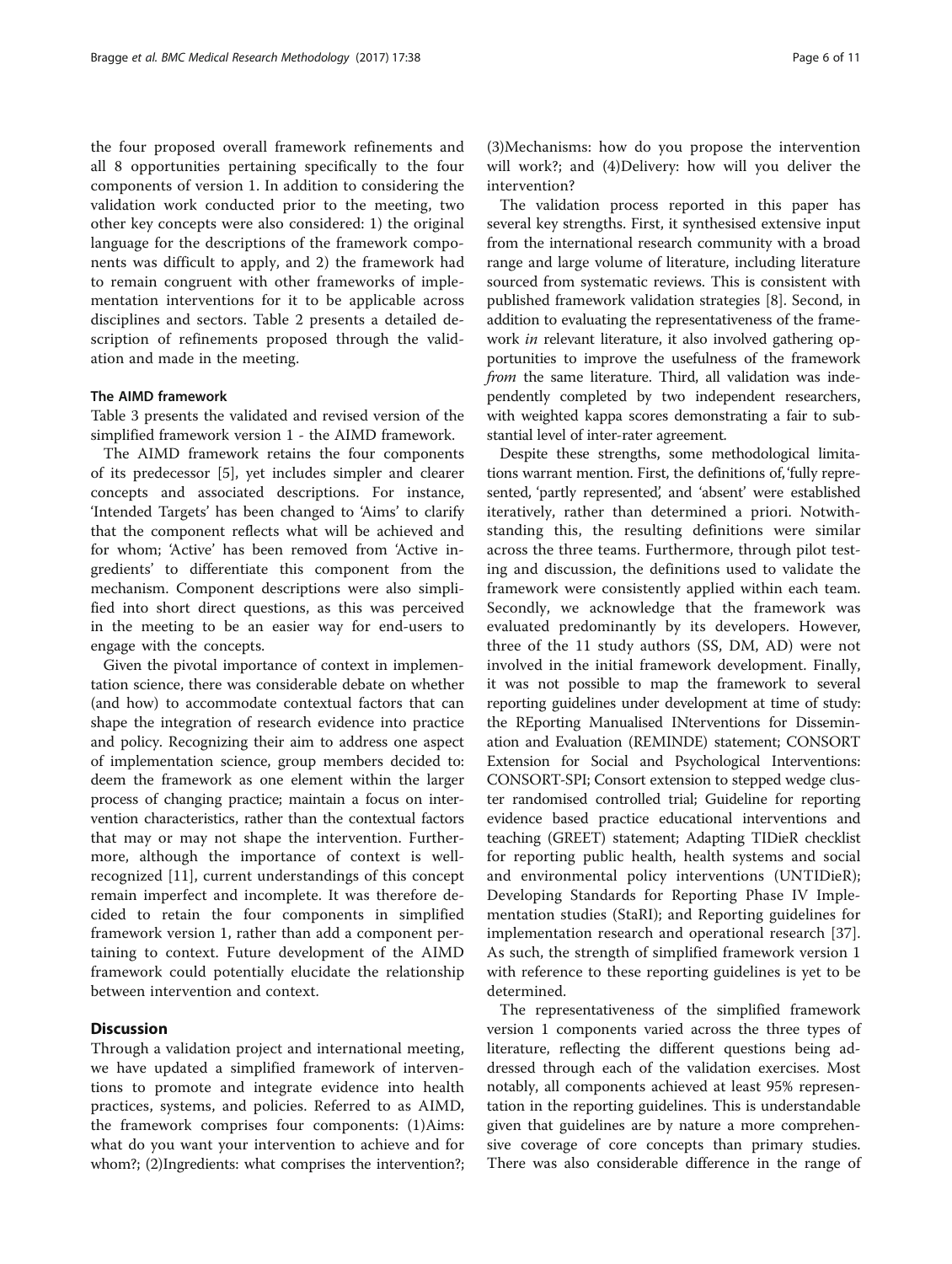the four proposed overall framework refinements and all 8 opportunities pertaining specifically to the four components of version 1. In addition to considering the validation work conducted prior to the meeting, two other key concepts were also considered: 1) the original language for the descriptions of the framework components was difficult to apply, and 2) the framework had to remain congruent with other frameworks of implementation interventions for it to be applicable across disciplines and sectors. Table 2 presents a detailed description of refinements proposed through the validation and made in the meeting.

### The AIMD framework

Table 3 presents the validated and revised version of the simplified framework version 1 - the AIMD framework.

The AIMD framework retains the four components of its predecessor [5], yet includes simpler and clearer concepts and associated descriptions. For instance, 'Intended Targets' has been changed to 'Aims' to clarify that the component reflects what will be achieved and for whom; 'Active' has been removed from 'Active ingredients' to differentiate this component from the mechanism. Component descriptions were also simplified into short direct questions, as this was perceived in the meeting to be an easier way for end-users to engage with the concepts.

Given the pivotal importance of context in implementation science, there was considerable debate on whether (and how) to accommodate contextual factors that can shape the integration of research evidence into practice and policy. Recognizing their aim to address one aspect of implementation science, group members decided to: deem the framework as one element within the larger process of changing practice; maintain a focus on intervention characteristics, rather than the contextual factors that may or may not shape the intervention. Furthermore, although the importance of context is well-recognized [11], current understandings of this concept remain imperfect and incomplete. It was therefore decided to retain the four components in simplified framework version 1, rather than add a component pertaining to context. Future development of the AIMD framework could potentially elucidate the relationship between intervention and context.

## Discussion

Through a validation project and international meeting, we have updated a simplified framework of interventions to promote and integrate evidence into health practices, systems, and policies. Referred to as AIMD, the framework comprises four components: (1)Aims: what do you want your intervention to achieve and for whom?; (2)Ingredients: what comprises the intervention?; (3)Mechanisms: how do you propose the intervention will work?; and (4)Delivery: how will you deliver the intervention?

The validation process reported in this paper has several key strengths. First, it synthesised extensive input from the international research community with a broad range and large volume of literature, including literature sourced from systematic reviews. This is consistent with published framework validation strategies [8]. Second, in addition to evaluating the representativeness of the framework *in* relevant literature, it also involved gathering opportunities to improve the usefulness of the framework *from* the same literature. Third, all validation was independently completed by two independent researchers, with weighted kappa scores demonstrating a fair to substantial level of inter-rater agreement.

Despite these strengths, some methodological limitations warrant mention. First, the definitions of,'fully represented, 'partly represented', and 'absent' were established iteratively, rather than determined a priori. Notwithstanding this, the resulting definitions were similar across the three teams. Furthermore, through pilot testing and discussion, the definitions used to validate the framework were consistently applied within each team. Secondly, we acknowledge that the framework was evaluated predominantly by its developers. However, three of the 11 study authors (SS, DM, AD) were not involved in the initial framework development. Finally, it was not possible to map the framework to several reporting guidelines under development at time of study: the REporting Manualised INterventions for Dissemination and Evaluation (REMINDE) statement; CONSORT Extension for Social and Psychological Interventions: CONSORT-SPI; Consort extension to stepped wedge cluster randomised controlled trial; Guideline for reporting evidence based practice educational interventions and teaching (GREET) statement; Adapting TIDieR checklist for reporting public health, health systems and social and environmental policy interventions (UNTIDieR); Developing Standards for Reporting Phase IV Implementation studies (StaRI); and Reporting guidelines for implementation research and operational research [37]. As such, the strength of simplified framework version 1 with reference to these reporting guidelines is yet to be determined.

The representativeness of the simplified framework version 1 components varied across the three types of literature, reflecting the different questions being addressed through each of the validation exercises. Most notably, all components achieved at least 95% representation in the reporting guidelines. This is understandable given that guidelines are by nature a more comprehensive coverage of core concepts than primary studies. There was also considerable difference in the range of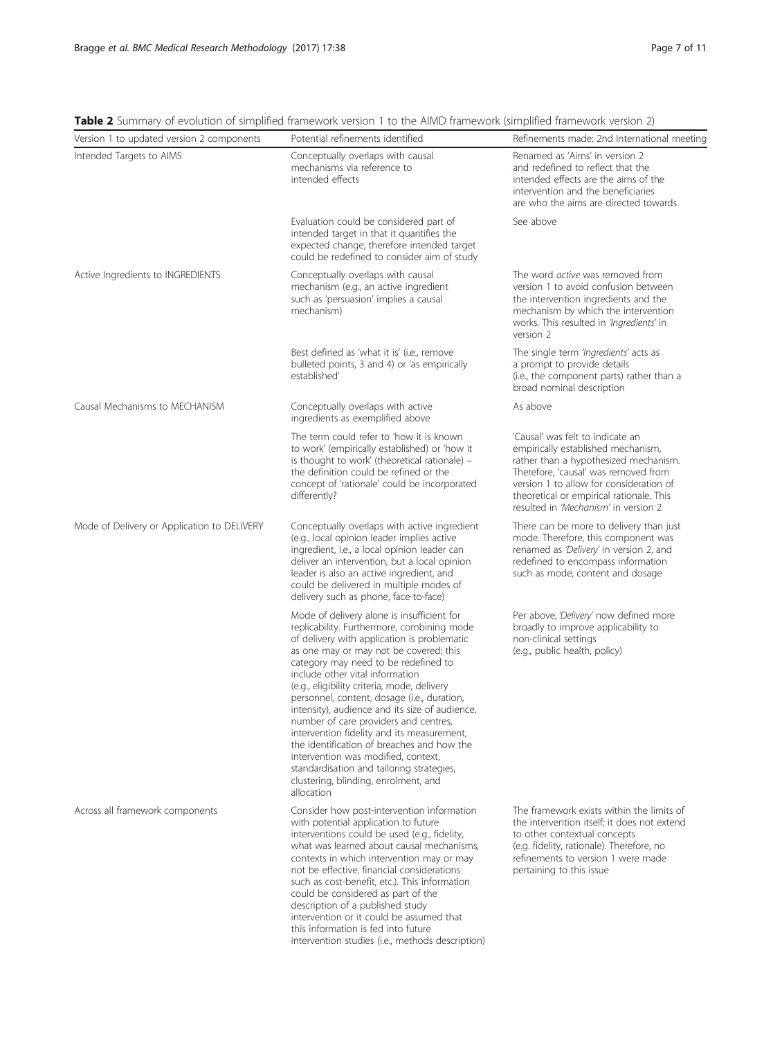**Table 2** Summary of evolution of simplified framework version 1 to the AIMD framework (simplified framework version 2)

| Version 1 to updated version 2 components | Potential refinements identified | Refinements made: 2nd International meeting |
| --- | --- | --- |
| Intended Targets to AIMS | Conceptually overlaps with causal mechanisms via reference to intended effects | Renamed as 'Aims' in version 2 and redefined to reflect that the intended effects are the aims of the intervention and the beneficiaries are who the aims are directed towards |
| | Evaluation could be considered part of intended target in that it quantifies the expected change; therefore intended target could be redefined to consider aim of study | See above |
| Active Ingredients to INGREDIENTS | Conceptually overlaps with causal mechanism (e.g., an active ingredient such as 'persuasion' implies a causal mechanism) | The word *active* was removed from version 1 to avoid confusion between the intervention ingredients and the mechanism by which the intervention works. This resulted in *'Ingredients'* in version 2 |
| | Best defined as 'what it is' (i.e., remove bulleted points, 3 and 4) or 'as empirically established' | The single term *'Ingredients'* acts as a prompt to provide details (i.e., the component parts) rather than a broad nominal description |
| Causal Mechanisms to MECHANISM | Conceptually overlaps with active ingredients as exemplified above | As above |
| | The term could refer to 'how it is known to work' (empirically established) or 'how it is thought to work' (theoretical rationale) – the definition could be refined or the concept of 'rationale' could be incorporated differently? | 'Causal' was felt to indicate an empirically established mechanism, rather than a hypothesized mechanism. Therefore, 'causal' was removed from version 1 to allow for consideration of theoretical or empirical rationale. This resulted in *'Mechanism'* in version 2 |
| Mode of Delivery or Application to DELIVERY | Conceptually overlaps with active ingredient (e.g., local opinion leader implies active ingredient, i.e., a local opinion leader can deliver an intervention, but a local opinion leader is also an active ingredient, and could be delivered in multiple modes of delivery such as phone, face-to-face) | There can be more to delivery than just mode. Therefore, this component was renamed as *'Delivery'* in version 2, and redefined to encompass information such as mode, content and dosage |
| | Mode of delivery alone is insufficient for replicability. Furthermore, combining mode of delivery with application is problematic as one may or may not be covered; this category may need to be redefined to include other vital information (e.g., eligibility criteria, mode, delivery personnel, content, dosage (i.e., duration, intensity), audience and its size of audience, number of care providers and centres, intervention fidelity and its measurement, the identification of breaches and how the intervention was modified, context, standardisation and tailoring strategies, clustering, blinding, enrolment, and allocation | Per above, *'Delivery'* now defined more broadly to improve applicability to non-clinical settings (e.g., public health, policy) |
| Across all framework components | Consider how post-intervention information with potential application to future interventions could be used (e.g., fidelity, what was learned about causal mechanisms, contexts in which intervention may or may not be effective, financial considerations such as cost-benefit, etc.). This information could be considered as part of the description of a published study intervention or it could be assumed that this information is fed into future intervention studies (i.e., methods description) | The framework exists within the limits of the intervention itself; it does not extend to other contextual concepts (e.g. fidelity, rationale). Therefore, no refinements to version 1 were made pertaining to this issue |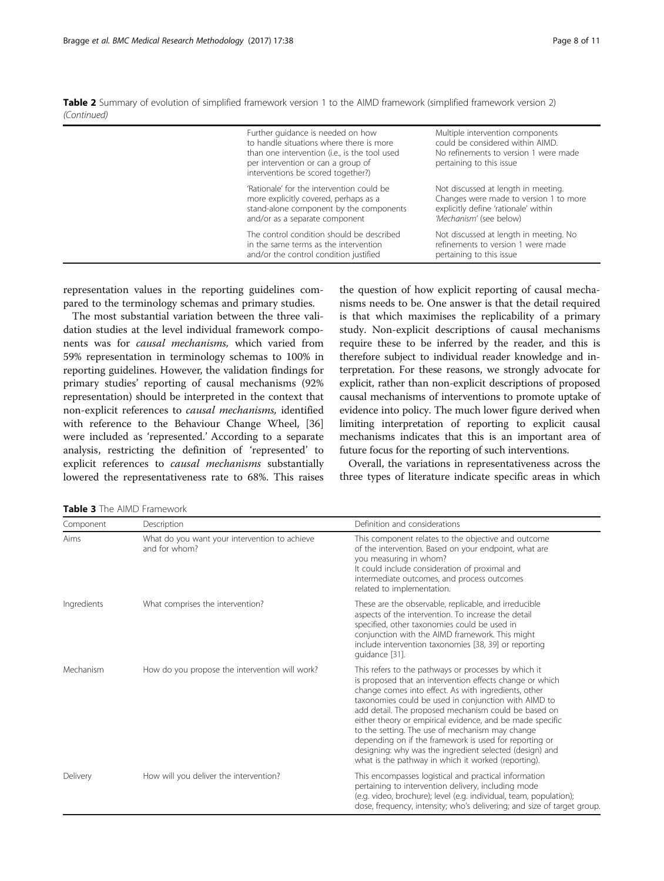**Table 2** Summary of evolution of simplified framework version 1 to the AIMD framework (simplified framework version 2) *(Continued)*

| | | |
|---|---|---|
| | Further guidance is needed on how to handle situations where there is more than one intervention (i.e., is the tool used per intervention or can a group of interventions be scored together?) | Multiple intervention components could be considered within AIMD. No refinements to version 1 were made pertaining to this issue |
| | 'Rationale' for the intervention could be more explicitly covered, perhaps as a stand-alone component by the components and/or as a separate component | Not discussed at length in meeting. Changes were made to version 1 to more explicitly define 'rationale' within *'Mechanism'* (see below) |
| | The control condition should be described in the same terms as the intervention and/or the control condition justified | Not discussed at length in meeting. No refinements to version 1 were made pertaining to this issue |

representation values in the reporting guidelines compared to the terminology schemas and primary studies.

The most substantial variation between the three validation studies at the level individual framework components was for *causal mechanisms,* which varied from 59% representation in terminology schemas to 100% in reporting guidelines. However, the validation findings for primary studies' reporting of causal mechanisms (92% representation) should be interpreted in the context that non-explicit references to *causal mechanisms,* identified with reference to the Behaviour Change Wheel, [36] were included as 'represented.' According to a separate analysis, restricting the definition of 'represented' to explicit references to *causal mechanisms* substantially lowered the representativeness rate to 68%. This raises the question of how explicit reporting of causal mechanisms needs to be. One answer is that the detail required is that which maximises the replicability of a primary study. Non-explicit descriptions of causal mechanisms require these to be inferred by the reader, and this is therefore subject to individual reader knowledge and interpretation. For these reasons, we strongly advocate for explicit, rather than non-explicit descriptions of proposed causal mechanisms of interventions to promote uptake of evidence into policy. The much lower figure derived when limiting interpretation of reporting to explicit causal mechanisms indicates that this is an important area of future focus for the reporting of such interventions.

Overall, the variations in representativeness across the three types of literature indicate specific areas in which

**Table 3** The AIMD Framework

| Component | Description | Definition and considerations |
|---|---|---|
| Aims | What do you want your intervention to achieve and for whom? | This component relates to the objective and outcome of the intervention. Based on your endpoint, what are you measuring in whom? It could include consideration of proximal and intermediate outcomes, and process outcomes related to implementation. |
| Ingredients | What comprises the intervention? | These are the observable, replicable, and irreducible aspects of the intervention. To increase the detail specified, other taxonomies could be used in conjunction with the AIMD framework. This might include intervention taxonomies [38, 39] or reporting guidance [31]. |
| Mechanism | How do you propose the intervention will work? | This refers to the pathways or processes by which it is proposed that an intervention effects change or which change comes into effect. As with ingredients, other taxonomies could be used in conjunction with AIMD to add detail. The proposed mechanism could be based on either theory or empirical evidence, and be made specific to the setting. The use of mechanism may change depending on if the framework is used for reporting or designing: why was the ingredient selected (design) and what is the pathway in which it worked (reporting). |
| Delivery | How will you deliver the intervention? | This encompasses logistical and practical information pertaining to intervention delivery, including mode (e.g. video, brochure); level (e.g. individual, team, population); dose, frequency, intensity; who's delivering; and size of target group. |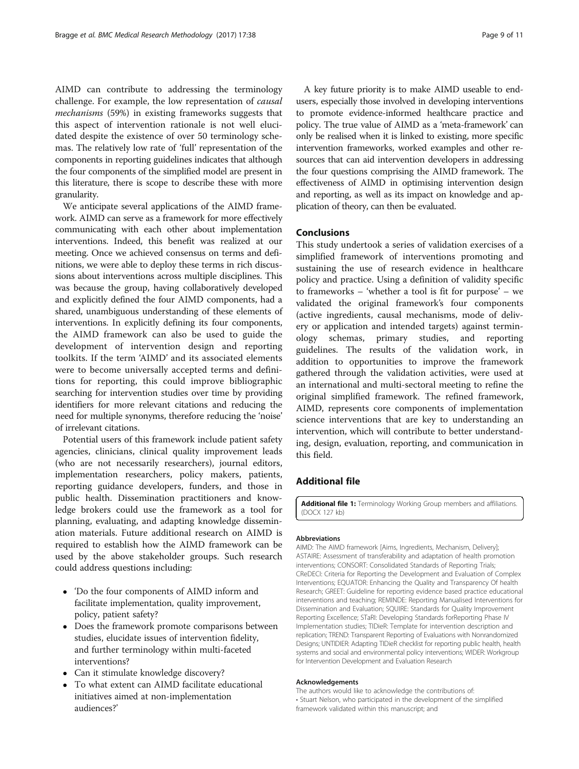AIMD can contribute to addressing the terminology challenge. For example, the low representation of *causal mechanisms* (59%) in existing frameworks suggests that this aspect of intervention rationale is not well elucidated despite the existence of over 50 terminology schemas. The relatively low rate of 'full' representation of the components in reporting guidelines indicates that although the four components of the simplified model are present in this literature, there is scope to describe these with more granularity.

We anticipate several applications of the AIMD framework. AIMD can serve as a framework for more effectively communicating with each other about implementation interventions. Indeed, this benefit was realized at our meeting. Once we achieved consensus on terms and definitions, we were able to deploy these terms in rich discussions about interventions across multiple disciplines. This was because the group, having collaboratively developed and explicitly defined the four AIMD components, had a shared, unambiguous understanding of these elements of interventions. In explicitly defining its four components, the AIMD framework can also be used to guide the development of intervention design and reporting toolkits. If the term 'AIMD' and its associated elements were to become universally accepted terms and definitions for reporting, this could improve bibliographic searching for intervention studies over time by providing identifiers for more relevant citations and reducing the need for multiple synonyms, therefore reducing the 'noise' of irrelevant citations.

Potential users of this framework include patient safety agencies, clinicians, clinical quality improvement leads (who are not necessarily researchers), journal editors, implementation researchers, policy makers, patients, reporting guidance developers, funders, and those in public health. Dissemination practitioners and knowledge brokers could use the framework as a tool for planning, evaluating, and adapting knowledge dissemination materials. Future additional research on AIMD is required to establish how the AIMD framework can be used by the above stakeholder groups. Such research could address questions including:

- 'Do the four components of AIMD inform and facilitate implementation, quality improvement, policy, patient safety?
- Does the framework promote comparisons between studies, elucidate issues of intervention fidelity, and further terminology within multi-faceted interventions?
- Can it stimulate knowledge discovery?
- To what extent can AIMD facilitate educational initiatives aimed at non-implementation audiences?'

A key future priority is to make AIMD useable to end-users, especially those involved in developing interventions to promote evidence-informed healthcare practice and policy. The true value of AIMD as a 'meta-framework' can only be realised when it is linked to existing, more specific intervention frameworks, worked examples and other resources that can aid intervention developers in addressing the four questions comprising the AIMD framework. The effectiveness of AIMD in optimising intervention design and reporting, as well as its impact on knowledge and application of theory, can then be evaluated.

## Conclusions

This study undertook a series of validation exercises of a simplified framework of interventions promoting and sustaining the use of research evidence in healthcare policy and practice. Using a definition of validity specific to frameworks – 'whether a tool is fit for purpose' – we validated the original framework's four components (active ingredients, causal mechanisms, mode of delivery or application and intended targets) against terminology schemas, primary studies, and reporting guidelines. The results of the validation work, in addition to opportunities to improve the framework gathered through the validation activities, were used at an international and multi-sectoral meeting to refine the original simplified framework. The refined framework, AIMD, represents core components of implementation science interventions that are key to understanding an intervention, which will contribute to better understanding, design, evaluation, reporting, and communication in this field.

## Additional file

**Additional file 1:** Terminology Working Group members and affiliations. (DOCX 127 kb)

#### Abbreviations

AIMD: The AIMD framework [Aims, Ingredients, Mechanism, Delivery]; ASTAIRE: Assessment of transferability and adaptation of health promotion interventions; CONSORT: Consolidated Standards of Reporting Trials; CReDECI: Criteria for Reporting the Development and Evaluation of Complex Interventions; EQUATOR: Enhancing the Quality and Transparency Of health Research; GREET: Guideline for reporting evidence based practice educational interventions and teaching; REMINDE: Reporting Manualised Interventions for Dissemination and Evaluation; SQUIRE: Standards for Quality Improvement Reporting Excellence; STaRI: Developing Standards forReporting Phase IV Implementation studies; TIDieR: Template for intervention description and replication; TREND: Transparent Reporting of Evaluations with Nonrandomized Designs; UNTIDIER: Adapting TIDieR checklist for reporting public health, health systems and social and environmental policy interventions; WIDER: Workgroup for Intervention Development and Evaluation Research

#### Acknowledgements

The authors would like to acknowledge the contributions of:

- Stuart Nelson, who participated in the development of the simplified framework validated within this manuscript; and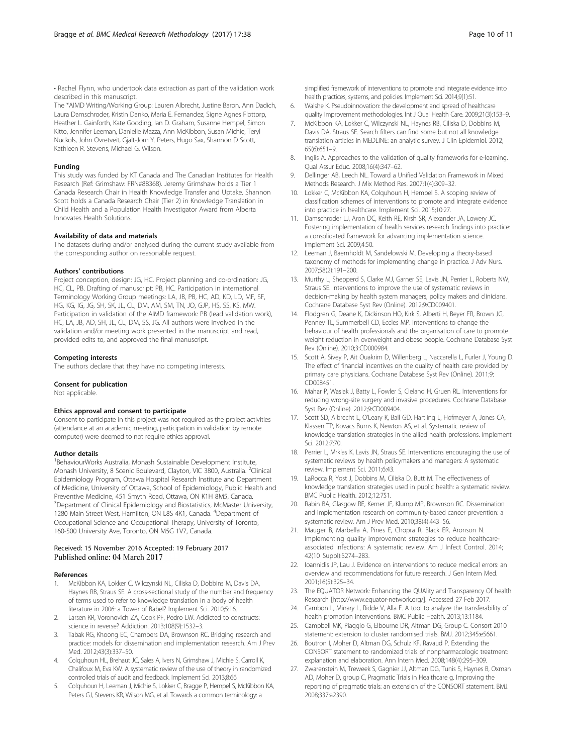• Rachel Flynn, who undertook data extraction as part of the validation work described in this manuscript.

The *AIMD Writing/Working Group: Lauren Albrecht, Justine Baron, Ann Dadich, Laura Damschroder, Kristin Danko, Maria E. Fernandez, Signe Agnes Flottorp, Heather L. Gainforth, Kate Gooding, Ian D. Graham, Susanne Hempel, Simon Kitto, Jennifer Leeman, Danielle Mazza, Ann McKibbon, Susan Michie, Teryl Nuckols, John Ovretveit, Gjalt-Jorn Y. Peters, Hugo Sax, Shannon D Scott, Kathleen R. Stevens, Michael G. Wilson.

#### Funding

This study was funded by KT Canada and The Canadian Institutes for Health Research (Ref: Grimshaw: FRN#88368). Jeremy Grimshaw holds a Tier 1 Canada Research Chair in Health Knowledge Transfer and Uptake. Shannon Scott holds a Canada Research Chair (Tier 2) in Knowledge Translation in Child Health and a Population Health Investigator Award from Alberta Innovates Health Solutions.

#### Availability of data and materials

The datasets during and/or analysed during the current study available from the corresponding author on reasonable request.

#### Authors' contributions

Project conception, design: JG, HC. Project planning and co-ordination: JG, HC, CL, PB. Drafting of manuscript: PB, HC. Participation in international Terminology Working Group meetings: LA, JB, PB, HC, AD, KD, LD, MF, SF, HG, KG, IG, JG, SH, SK, JL, CL, DM, AM, SM, TN, JO, GJP, HS, SS, KS, MW. Participation in validation of the AIMD framework: PB (lead validation work), HC, LA, JB, AD, SH, JL, CL, DM, SS, JG. All authors were involved in the validation and/or meeting work presented in the manuscript and read, provided edits to, and approved the final manuscript.

#### Competing interests

The authors declare that they have no competing interests.

#### Consent for publication

Not applicable.

#### Ethics approval and consent to participate

Consent to participate in this project was not required as the project activities (attendance at an academic meeting, participation in validation by remote computer) were deemed to not require ethics approval.

#### Author details

[1]BehaviourWorks Australia, Monash Sustainable Development Institute, Monash University, 8 Scenic Boulevard, Clayton, VIC 3800, Australia. [2]Clinical Epidemiology Program, Ottawa Hospital Research Institute and Department of Medicine, University of Ottawa, School of Epidemiology, Public Health and Preventive Medicine, 451 Smyth Road, Ottawa, ON K1H 8M5, Canada. [3]Department of Clinical Epidemiology and Biostatistics, McMaster University, 1280 Main Street West, Hamilton, ON L8S 4K1, Canada. [4]Department of Occupational Science and Occupational Therapy, University of Toronto, 160-500 University Ave, Toronto, ON M5G 1V7, Canada.

Received: 15 November 2016 Accepted: 19 February 2017
Published online: 04 March 2017

#### References

1. McKibbon KA, Lokker C, Wilczynski NL, Ciliska D, Dobbins M, Davis DA, Haynes RB, Straus SE. A cross-sectional study of the number and frequency of terms used to refer to knowledge translation in a body of health literature in 2006: a Tower of Babel? Implement Sci. 2010;5:16.
2. Larsen KR, Voronovich ZA, Cook PF, Pedro LW. Addicted to constructs: science in reverse? Addiction. 2013;108(9):1532–3.
3. Tabak RG, Khoong EC, Chambers DA, Brownson RC. Bridging research and practice: models for dissemination and implementation research. Am J Prev Med. 2012;43(3):337–50.
4. Colquhoun HL, Brehaut JC, Sales A, Ivers N, Grimshaw J, Michie S, Carroll K, Chalifoux M, Eva KW. A systematic review of the use of theory in randomized controlled trials of audit and feedback. Implement Sci. 2013;8:66.
5. Colquhoun H, Leeman J, Michie S, Lokker C, Bragge P, Hempel S, McKibbon KA, Peters GJ, Stevens KR, Wilson MG, et al. Towards a common terminology: a simplified framework of interventions to promote and integrate evidence into health practices, systems, and policies. Implement Sci. 2014;9(1):51.
6. Walshe K. Pseudoinnovation: the development and spread of healthcare quality improvement methodologies. Int J Qual Health Care. 2009;21(3):153–9.
7. McKibbon KA, Lokker C, Wilczynski NL, Haynes RB, Ciliska D, Dobbins M, Davis DA, Straus SE. Search filters can find some but not all knowledge translation articles in MEDLINE: an analytic survey. J Clin Epidemiol. 2012; 65(6):651–9.
8. Inglis A. Approaches to the validation of quality frameworks for e-learning. Qual Assur Educ. 2008;16(4):347–62.
9. Dellinger AB, Leech NL. Toward a Unified Validation Framework in Mixed Methods Research. J Mix Method Res. 2007;1(4):309–32.
10. Lokker C, McKibbon KA, Colquhoun H, Hempel S. A scoping review of classification schemes of interventions to promote and integrate evidence into practice in healthcare. Implement Sci. 2015;10:27.
11. Damschroder LJ, Aron DC, Keith RE, Kirsh SR, Alexander JA, Lowery JC. Fostering implementation of health services research findings into practice: a consolidated framework for advancing implementation science. Implement Sci. 2009;4:50.
12. Leeman J, Baernholdt M, Sandelowski M. Developing a theory-based taxonomy of methods for implementing change in practice. J Adv Nurs. 2007;58(2):191–200.
13. Murthy L, Shepperd S, Clarke MJ, Garner SE, Lavis JN, Perrier L, Roberts NW, Straus SE. Interventions to improve the use of systematic reviews in decision-making by health system managers, policy makers and clinicians. Cochrane Database Syst Rev (Online). 2012;9:CD009401.
14. Flodgren G, Deane K, Dickinson HO, Kirk S, Alberti H, Beyer FR, Brown JG, Penney TL, Summerbell CD, Eccles MP. Interventions to change the behaviour of health professionals and the organisation of care to promote weight reduction in overweight and obese people. Cochrane Database Syst Rev (Online). 2010;3:CD000984.
15. Scott A, Sivey P, Ait Ouakrim D, Willenberg L, Naccarella L, Furler J, Young D. The effect of financial incentives on the quality of health care provided by primary care physicians. Cochrane Database Syst Rev (Online). 2011;9: CD008451.
16. Mahar P, Wasiak J, Batty L, Fowler S, Cleland H, Gruen RL. Interventions for reducing wrong-site surgery and invasive procedures. Cochrane Database Syst Rev (Online). 2012;9:CD009404.
17. Scott SD, Albrecht L, O'Leary K, Ball GD, Hartling L, Hofmeyer A, Jones CA, Klassen TP, Kovacs Burns K, Newton AS, et al. Systematic review of knowledge translation strategies in the allied health professions. Implement Sci. 2012;7:70.
18. Perrier L, Mrklas K, Lavis JN, Straus SE. Interventions encouraging the use of systematic reviews by health policymakers and managers: A systematic review. Implement Sci. 2011;6:43.
19. LaRocca R, Yost J, Dobbins M, Ciliska D, Butt M. The effectiveness of knowledge translation strategies used in public health: a systematic review. BMC Public Health. 2012;12:751.
20. Rabin BA, Glasgow RE, Kerner JF, Klump MP, Brownson RC. Dissemination and implementation research on community-based cancer prevention: a systematic review. Am J Prev Med. 2010;38(4):443–56.
21. Mauger B, Marbella A, Pines E, Chopra R, Black ER, Aronson N. Implementing quality improvement strategies to reduce healthcare-associated infections: A systematic review. Am J Infect Control. 2014; 42(10 Suppl):S274–283.
22. Ioannidis JP, Lau J. Evidence on interventions to reduce medical errors: an overview and recommendations for future research. J Gen Intern Med. 2001;16(5):325–34.
23. The EQUATOR Network: Enhancing the QUAlity and Transparency Of health Research [http://www.equator-network.org/]. Accessed 27 Feb 2017.
24. Cambon L, Minary L, Ridde V, Alla F. A tool to analyze the transferability of health promotion interventions. BMC Public Health. 2013;13:1184.
25. Campbell MK, Piaggio G, Elbourne DR, Altman DG, Group C. Consort 2010 statement: extension to cluster randomised trials. BMJ. 2012;345:e5661.
26. Boutron I, Moher D, Altman DG, Schulz KF, Ravaud P. Extending the CONSORT statement to randomized trials of nonpharmacologic treatment: explanation and elaboration. Ann Intern Med. 2008;148(4):295–309.
27. Zwarenstein M, Treweek S, Gagnier JJ, Altman DG, Tunis S, Haynes B, Oxman AD, Moher D, group C, Pragmatic Trials in Healthcare g. Improving the reporting of pragmatic trials: an extension of the CONSORT statement. BMJ. 2008;337:a2390.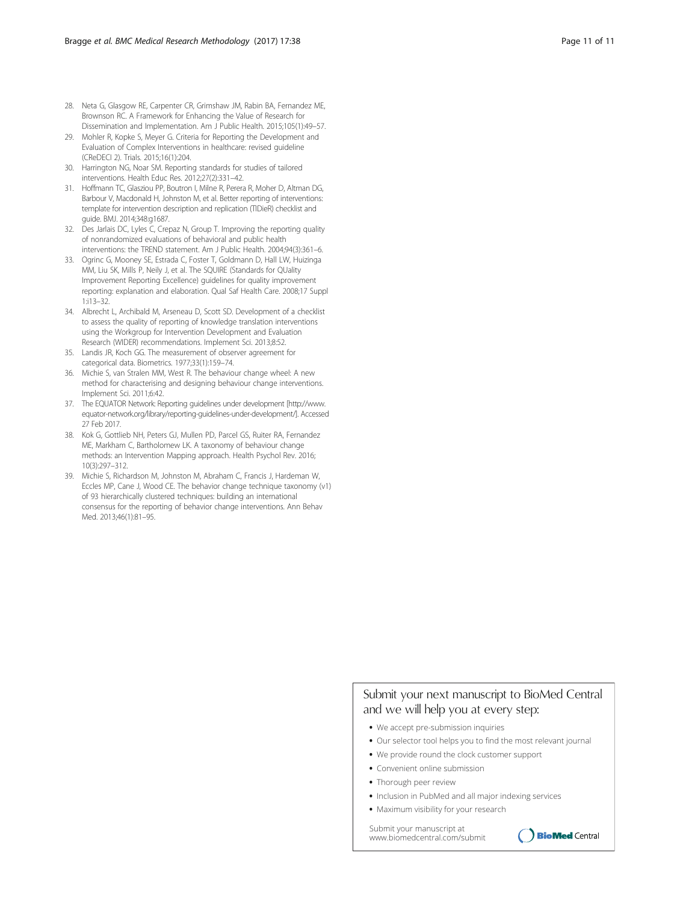28. Neta G, Glasgow RE, Carpenter CR, Grimshaw JM, Rabin BA, Fernandez ME, Brownson RC. A Framework for Enhancing the Value of Research for Dissemination and Implementation. Am J Public Health. 2015;105(1):49–57.
29. Mohler R, Kopke S, Meyer G. Criteria for Reporting the Development and Evaluation of Complex Interventions in healthcare: revised guideline (CReDECI 2). Trials. 2015;16(1):204.
30. Harrington NG, Noar SM. Reporting standards for studies of tailored interventions. Health Educ Res. 2012;27(2):331–42.
31. Hoffmann TC, Glasziou PP, Boutron I, Milne R, Perera R, Moher D, Altman DG, Barbour V, Macdonald H, Johnston M, et al. Better reporting of interventions: template for intervention description and replication (TIDieR) checklist and guide. BMJ. 2014;348:g1687.
32. Des Jarlais DC, Lyles C, Crepaz N, Group T. Improving the reporting quality of nonrandomized evaluations of behavioral and public health interventions: the TREND statement. Am J Public Health. 2004;94(3):361–6.
33. Ogrinc G, Mooney SE, Estrada C, Foster T, Goldmann D, Hall LW, Huizinga MM, Liu SK, Mills P, Neily J, et al. The SQUIRE (Standards for QUality Improvement Reporting Excellence) guidelines for quality improvement reporting: explanation and elaboration. Qual Saf Health Care. 2008;17 Suppl 1:i13–32.
34. Albrecht L, Archibald M, Arseneau D, Scott SD. Development of a checklist to assess the quality of reporting of knowledge translation interventions using the Workgroup for Intervention Development and Evaluation Research (WIDER) recommendations. Implement Sci. 2013;8:52.
35. Landis JR, Koch GG. The measurement of observer agreement for categorical data. Biometrics. 1977;33(1):159–74.
36. Michie S, van Stralen MM, West R. The behaviour change wheel: A new method for characterising and designing behaviour change interventions. Implement Sci. 2011;6:42.
37. The EQUATOR Network: Reporting guidelines under development [http://www.equator-network.org/library/reporting-guidelines-under-development/]. Accessed 27 Feb 2017.
38. Kok G, Gottlieb NH, Peters GJ, Mullen PD, Parcel GS, Ruiter RA, Fernandez ME, Markham C, Bartholomew LK. A taxonomy of behaviour change methods: an Intervention Mapping approach. Health Psychol Rev. 2016; 10(3):297–312.
39. Michie S, Richardson M, Johnston M, Abraham C, Francis J, Hardeman W, Eccles MP, Cane J, Wood CE. The behavior change technique taxonomy (v1) of 93 hierarchically clustered techniques: building an international consensus for the reporting of behavior change interventions. Ann Behav Med. 2013;46(1):81–95.

Submit your next manuscript to BioMed Central and we will help you at every step:

- We accept pre-submission inquiries
- Our selector tool helps you to find the most relevant journal
- We provide round the clock customer support
- Convenient online submission
- Thorough peer review
- Inclusion in PubMed and all major indexing services
- Maximum visibility for your research

Submit your manuscript at www.biomedcentral.com/submit

BioMed Central